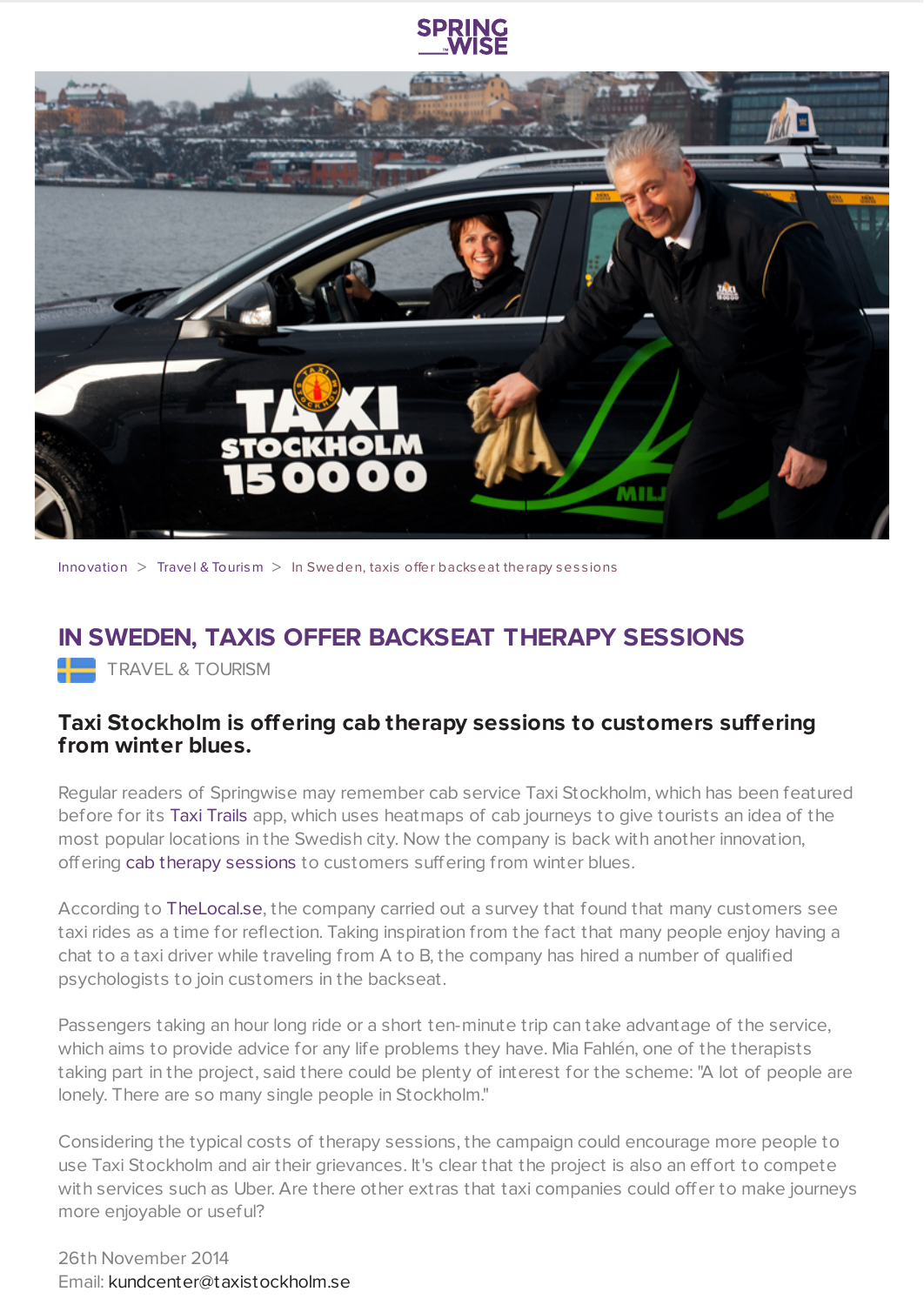Innovation > Travel & Tourism > In Sweden, taxis offer backseat therapy sessions

# IN SWEDEN, TAXIS OFFER BACKSEAT THERAPY SESSIONS

TRAVEL & TOURISM

## Taxi Stockholm is offering cab therapy sessions to customers suffering from winter blues.

Regular readers of Springwise may remember cab service Taxi Stockholm, which has been featured before for its Taxi Trails app, which uses heatmaps of cab journeys to give tourists an idea of the most popular locations in the Swedish city. Now the company is back with another innovation, offering cab therapy sessions to customers suffering from winter blues.

According to TheLocal.se, the company carried out a survey that found that many customers see taxi rides as a time for reflection. Taking inspiration from the fact that many people enjoy having a chat to a taxi driver while traveling from A to B, the company has hired a number of qualified psychologists to join customers in the backseat.

Passengers taking an hour long ride or a short ten-minute trip can take advantage of the service, which aims to provide advice for any life problems they have. Mia Fahlén, one of the therapists taking part in the project, said there could be plenty of interest for the scheme: "A lot of people are lonely. There are so many single people in Stockholm."

Considering the typical costs of therapy sessions, the campaign could encourage more people to use Taxi Stockholm and air their grievances. It's clear that the project is also an effort to compete with services such as Uber. Are there other extras that taxi companies could offer to make journeys more enjoyable or useful?

26th November 2014
Email: kundcenter@taxistockholm.se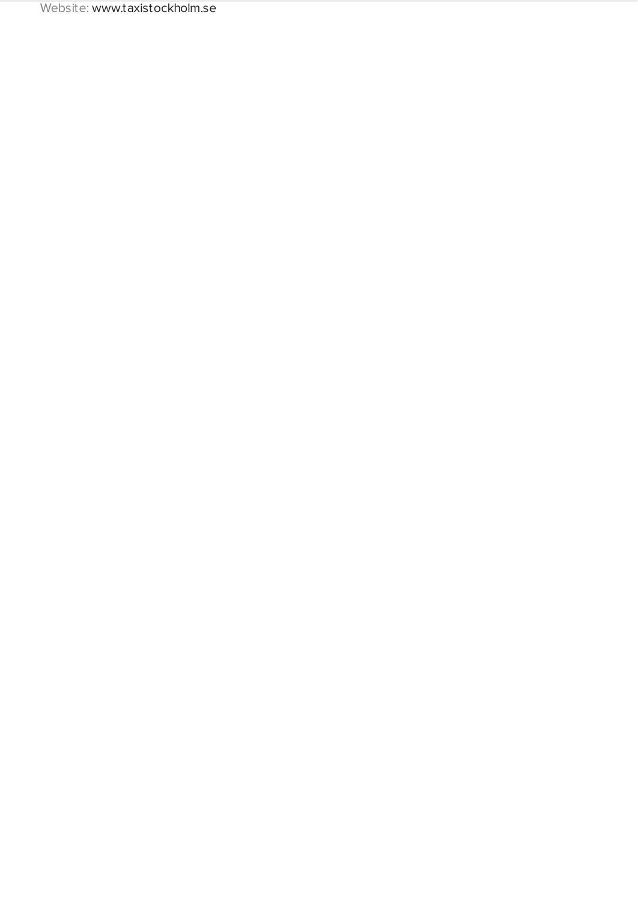Website: www.taxistockholm.se